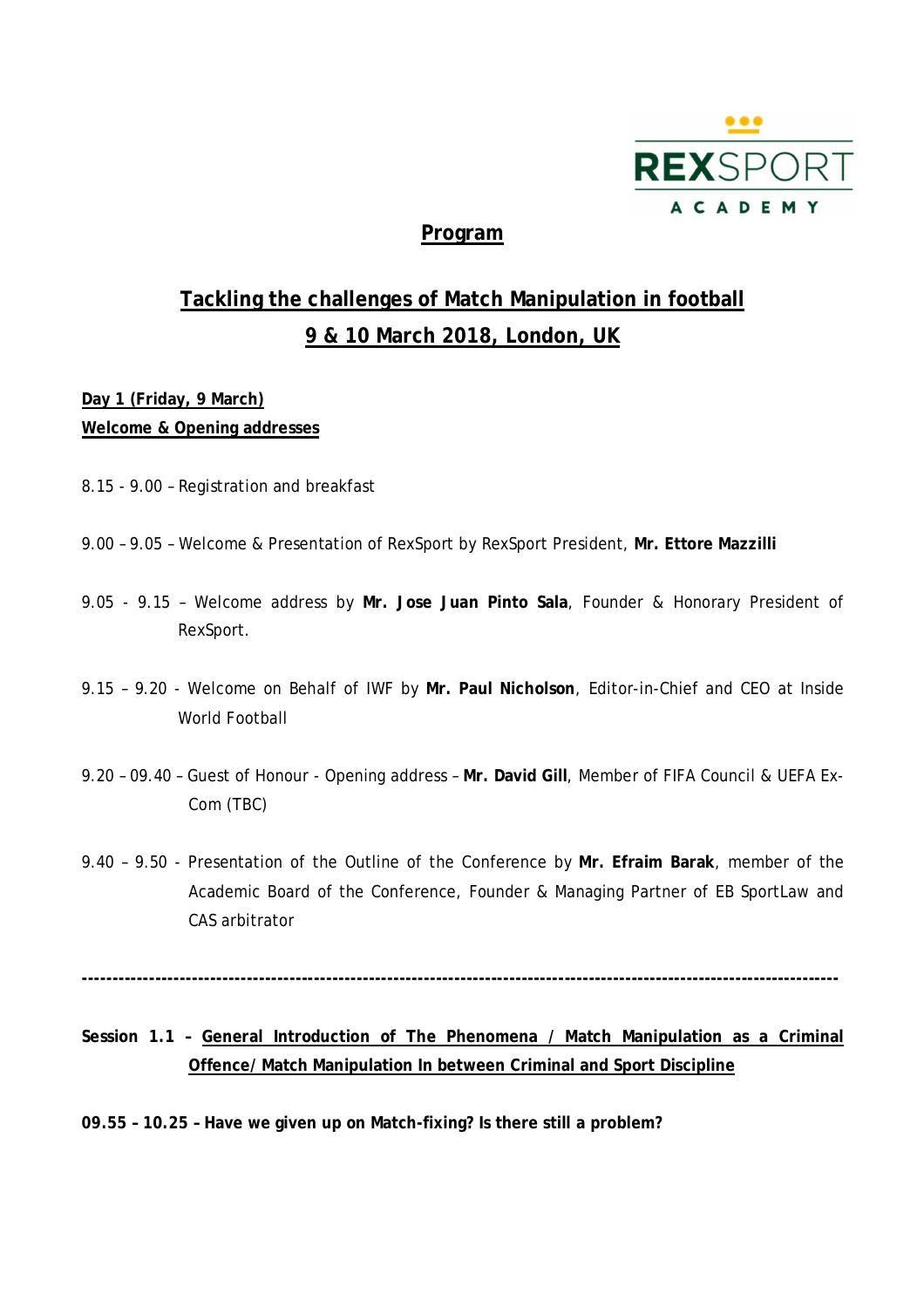REXSPORT ACADEMY

# Program

## Tackling the challenges of Match Manipulation in football
## 9 & 10 March 2018, London, UK

**Day 1 (Friday, 9 March)**
**Welcome & Opening addresses**

8.15 - 9.00 – Registration and breakfast

9.00 – 9.05 – Welcome & Presentation of RexSport by RexSport President, **Mr. Ettore Mazzilli**

9.05 - 9.15 – Welcome address by **Mr. Jose Juan Pinto Sala**, Founder & Honorary President of RexSport.

9.15 – 9.20 - Welcome on Behalf of IWF by **Mr. Paul Nicholson**, Editor-in-Chief and CEO at Inside World Football

9.20 – 09.40 – Guest of Honour - Opening address – **Mr. David Gill**, Member of FIFA Council & UEFA Ex-Com (TBC)

9.40 – 9.50 - Presentation of the Outline of the Conference by **Mr. Efraim Barak**, member of the Academic Board of the Conference, Founder & Managing Partner of EB SportLaw and CAS arbitrator

---

**Session 1.1 – General Introduction of The Phenomena / Match Manipulation as a Criminal Offence/ Match Manipulation In between Criminal and Sport Discipline**

**09.55 – 10.25 – Have we given up on Match-fixing? Is there still a problem?**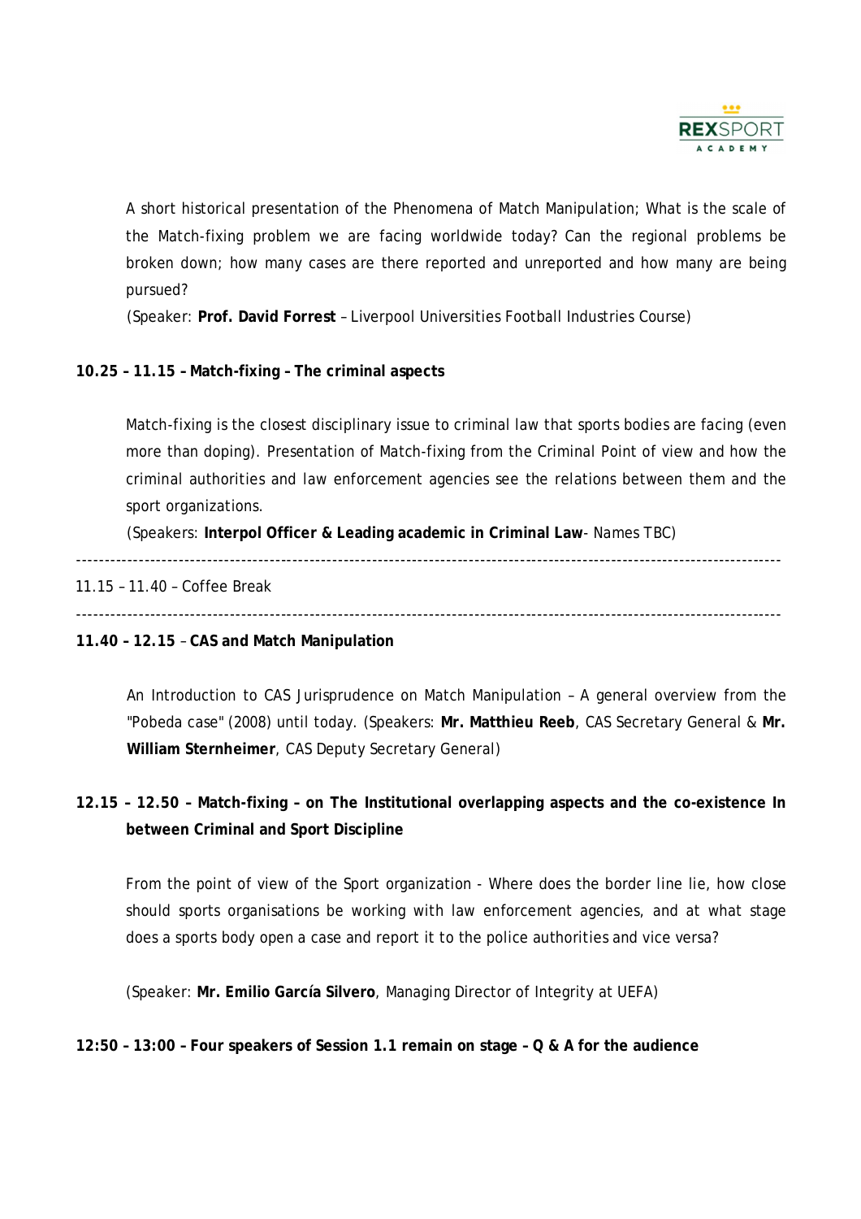A short historical presentation of the Phenomena of Match Manipulation; What is the scale of the Match-fixing problem we are facing worldwide today? Can the regional problems be broken down; how many cases are there reported and unreported and how many are being pursued?

(Speaker: **Prof. David Forrest** – Liverpool Universities Football Industries Course)

**10.25 – 11.15 – Match-fixing – The criminal aspects**

Match-fixing is the closest disciplinary issue to criminal law that sports bodies are facing (even more than doping). Presentation of Match-fixing from the Criminal Point of view and how the criminal authorities and law enforcement agencies see the relations between them and the sport organizations.

(Speakers: **Interpol Officer & Leading academic in Criminal Law**- Names TBC)

---

11.15 – 11.40 – Coffee Break

---

**11.40 – 12.15** – **CAS and Match Manipulation**

An Introduction to CAS Jurisprudence on Match Manipulation – A general overview from the "Pobeda case" (2008) until today. (Speakers: **Mr. Matthieu Reeb**, CAS Secretary General & **Mr. William Sternheimer**, CAS Deputy Secretary General)

**12.15 – 12.50 – Match-fixing – on The Institutional overlapping aspects and the co-existence In between Criminal and Sport Discipline**

From the point of view of the Sport organization - Where does the border line lie, how close should sports organisations be working with law enforcement agencies, and at what stage does a sports body open a case and report it to the police authorities and vice versa?

(Speaker: **Mr. Emilio García Silvero**, Managing Director of Integrity at UEFA)

**12:50 – 13:00 – Four speakers of Session 1.1 remain on stage – Q & A for the audience**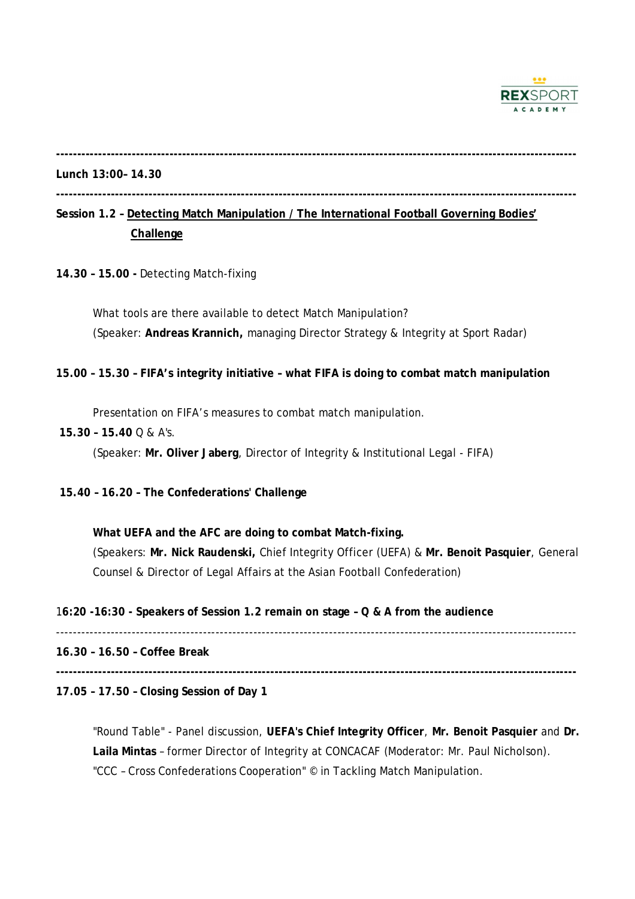---

**Lunch 13:00– 14.30**

---

**Session 1.2 – <u>Detecting Match Manipulation / The International Football Governing Bodies' Challenge</u>**

**14.30 – 15.00 -** Detecting Match-fixing

What tools are there available to detect Match Manipulation?
(Speaker: **Andreas Krannich,** managing Director Strategy & Integrity at Sport Radar)

**15.00 – 15.30 – FIFA's integrity initiative – what FIFA is doing to combat match manipulation**

Presentation on FIFA's measures to combat match manipulation.

**15.30 – 15.40** Q & A's.

(Speaker: **Mr. Oliver Jaberg**, Director of Integrity & Institutional Legal - FIFA)

**15.40 – 16.20 – The Confederations' Challenge**

**What UEFA and the AFC are doing to combat Match-fixing.**
(Speakers: **Mr. Nick Raudenski,** Chief Integrity Officer (UEFA) & **Mr. Benoit Pasquier**, General Counsel & Director of Legal Affairs at the Asian Football Confederation)

1**6:20 -16:30 - Speakers of Session 1.2 remain on stage – Q & A from the audience**

---

**16.30 – 16.50 – Coffee Break**

---

**17.05 – 17.50 – Closing Session of Day 1**

"Round Table" - Panel discussion, **UEFA's Chief Integrity Officer**, **Mr. Benoit Pasquier** and **Dr. Laila Mintas** – former Director of Integrity at CONCACAF (Moderator: Mr. Paul Nicholson).
"CCC – Cross Confederations Cooperation" © in Tackling Match Manipulation.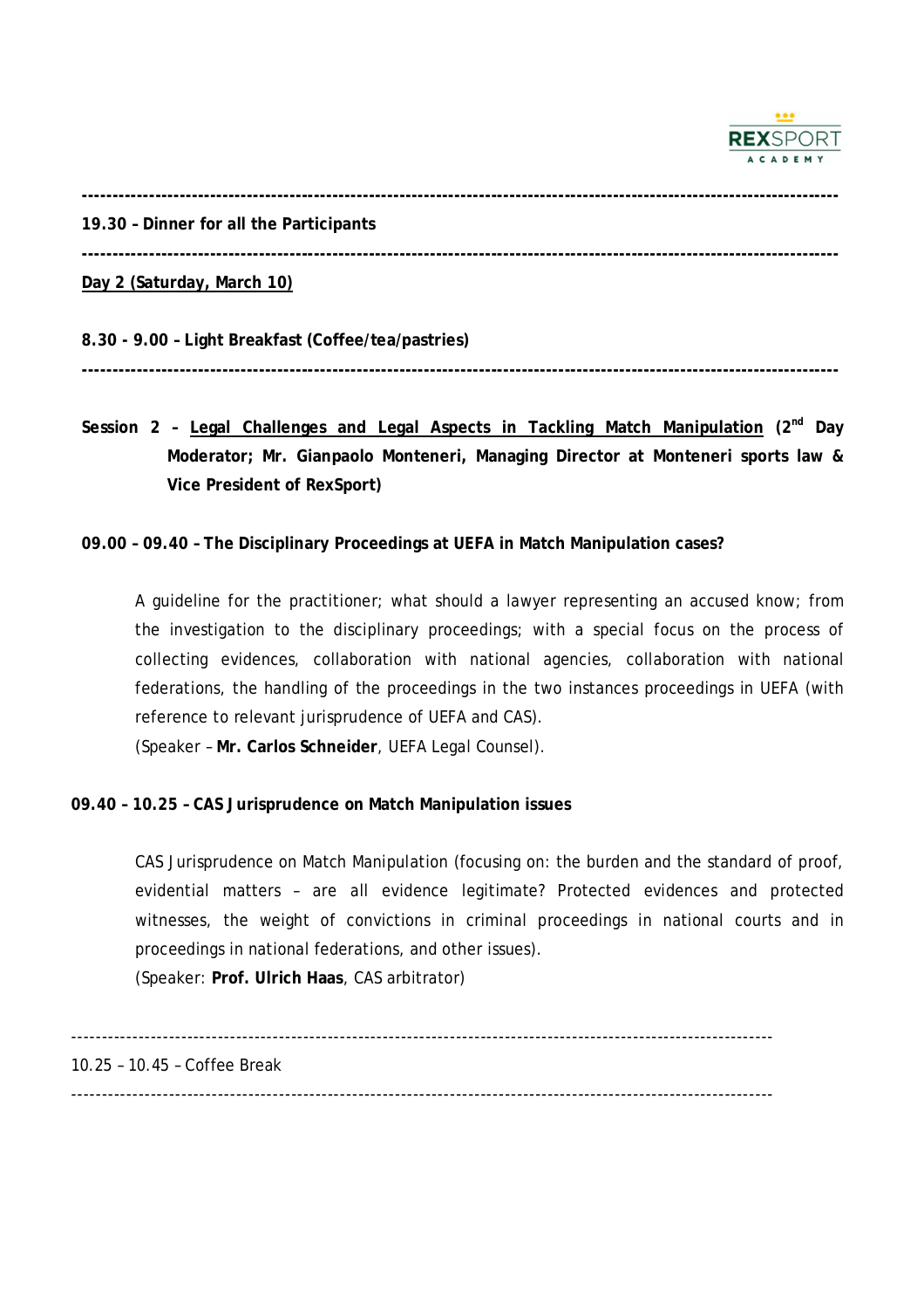---

**19.30 – Dinner for all the Participants**

---

**Day 2 (Saturday, March 10)**

**8.30 - 9.00 – Light Breakfast (Coffee/tea/pastries)**

---

**Session 2 – Legal Challenges and Legal Aspects in Tackling Match Manipulation (2nd Day Moderator; Mr. Gianpaolo Monteneri, Managing Director at Monteneri sports law & Vice President of RexSport)**

**09.00 – 09.40 – The Disciplinary Proceedings at UEFA in Match Manipulation cases?**

A guideline for the practitioner; what should a lawyer representing an accused know; from the investigation to the disciplinary proceedings; with a special focus on the process of collecting evidences, collaboration with national agencies, collaboration with national federations, the handling of the proceedings in the two instances proceedings in UEFA (with reference to relevant jurisprudence of UEFA and CAS).

(Speaker – **Mr. Carlos Schneider**, UEFA Legal Counsel).

**09.40 – 10.25 – CAS Jurisprudence on Match Manipulation issues**

CAS Jurisprudence on Match Manipulation (focusing on: the burden and the standard of proof, evidential matters – are all evidence legitimate? Protected evidences and protected witnesses, the weight of convictions in criminal proceedings in national courts and in proceedings in national federations, and other issues).

(Speaker: **Prof. Ulrich Haas**, CAS arbitrator)

---

10.25 – 10.45 – Coffee Break

---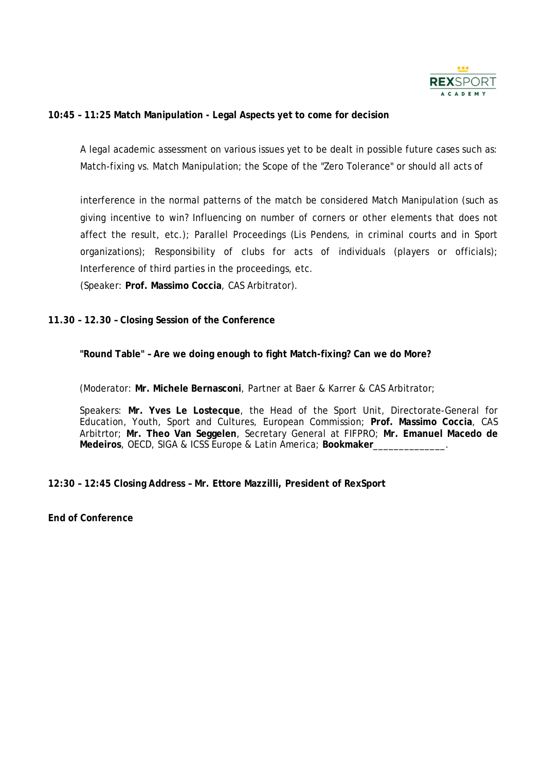**10:45 – 11:25 Match Manipulation - Legal Aspects yet to come for decision**

A legal academic assessment on various issues yet to be dealt in possible future cases such as: Match-fixing vs. Match Manipulation; the Scope of the "Zero Tolerance" or should all acts of

interference in the normal patterns of the match be considered Match Manipulation (such as giving incentive to win? Influencing on number of corners or other elements that does not affect the result, etc.); Parallel Proceedings (Lis Pendens, in criminal courts and in Sport organizations); Responsibility of clubs for acts of individuals (players or officials); Interference of third parties in the proceedings, etc.

(Speaker: **Prof. Massimo Coccia**, CAS Arbitrator).

**11.30 – 12.30 – Closing Session of the Conference**

**"Round Table" – Are we doing enough to fight Match-fixing? Can we do More?**

(Moderator: **Mr. Michele Bernasconi**, Partner at Baer & Karrer & CAS Arbitrator;

Speakers: **Mr. Yves Le Lostecque**, the Head of the Sport Unit, Directorate-General for Education, Youth, Sport and Cultures, European Commission; **Prof. Massimo Coccia**, CAS Arbitrtor; **Mr. Theo Van Seggelen**, Secretary General at FIFPRO; **Mr. Emanuel Macedo de Medeiros**, OECD, SIGA & ICSS Europe & Latin America; **Bookmaker**______________.

**12:30 – 12:45 Closing Address – Mr. Ettore Mazzilli, President of RexSport**

**End of Conference**